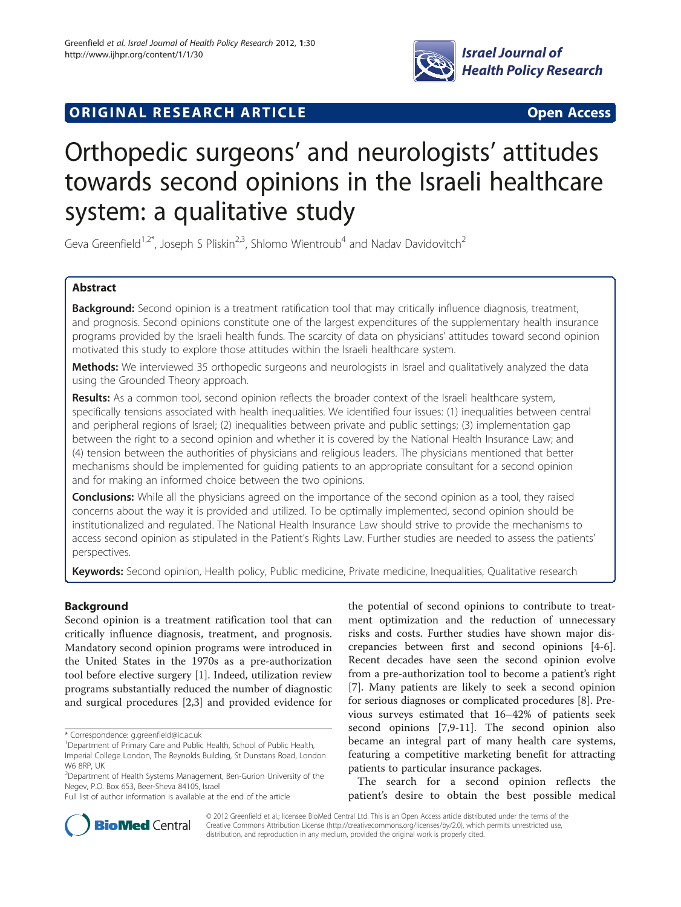ORIGINAL RESEARCH ARTICLE **Open Access**

# Orthopedic surgeons' and neurologists' attitudes towards second opinions in the Israeli healthcare system: a qualitative study

Geva Greenfield[1,2*], Joseph S Pliskin[2,3], Shlomo Wientroub[4] and Nadav Davidovitch[2]

## Abstract

**Background:** Second opinion is a treatment ratification tool that may critically influence diagnosis, treatment, and prognosis. Second opinions constitute one of the largest expenditures of the supplementary health insurance programs provided by the Israeli health funds. The scarcity of data on physicians' attitudes toward second opinion motivated this study to explore those attitudes within the Israeli healthcare system.

**Methods:** We interviewed 35 orthopedic surgeons and neurologists in Israel and qualitatively analyzed the data using the Grounded Theory approach.

**Results:** As a common tool, second opinion reflects the broader context of the Israeli healthcare system, specifically tensions associated with health inequalities. We identified four issues: (1) inequalities between central and peripheral regions of Israel; (2) inequalities between private and public settings; (3) implementation gap between the right to a second opinion and whether it is covered by the National Health Insurance Law; and (4) tension between the authorities of physicians and religious leaders. The physicians mentioned that better mechanisms should be implemented for guiding patients to an appropriate consultant for a second opinion and for making an informed choice between the two opinions.

**Conclusions:** While all the physicians agreed on the importance of the second opinion as a tool, they raised concerns about the way it is provided and utilized. To be optimally implemented, second opinion should be institutionalized and regulated. The National Health Insurance Law should strive to provide the mechanisms to access second opinion as stipulated in the Patient's Rights Law. Further studies are needed to assess the patients' perspectives.

**Keywords:** Second opinion, Health policy, Public medicine, Private medicine, Inequalities, Qualitative research

## Background

Second opinion is a treatment ratification tool that can critically influence diagnosis, treatment, and prognosis. Mandatory second opinion programs were introduced in the United States in the 1970s as a pre-authorization tool before elective surgery [1]. Indeed, utilization review programs substantially reduced the number of diagnostic and surgical procedures [2,3] and provided evidence for the potential of second opinions to contribute to treatment optimization and the reduction of unnecessary risks and costs. Further studies have shown major discrepancies between first and second opinions [4-6]. Recent decades have seen the second opinion evolve from a pre-authorization tool to become a patient's right [7]. Many patients are likely to seek a second opinion for serious diagnoses or complicated procedures [8]. Previous surveys estimated that 16–42% of patients seek second opinions [7,9-11]. The second opinion also became an integral part of many health care systems, featuring a competitive marketing benefit for attracting patients to particular insurance packages.

The search for a second opinion reflects the patient's desire to obtain the best possible medical

\* Correspondence: g.greenfield@ic.ac.uk

[1]Department of Primary Care and Public Health, School of Public Health, Imperial College London, The Reynolds Building, St Dunstans Road, London W6 8RP, UK

[2]Department of Health Systems Management, Ben-Gurion University of the Negev, P.O. Box 653, Beer-Sheva 84105, Israel

Full list of author information is available at the end of the article

© 2012 Greenfield et al.; licensee BioMed Central Ltd. This is an Open Access article distributed under the terms of the Creative Commons Attribution License (http://creativecommons.org/licenses/by/2.0), which permits unrestricted use, distribution, and reproduction in any medium, provided the original work is properly cited.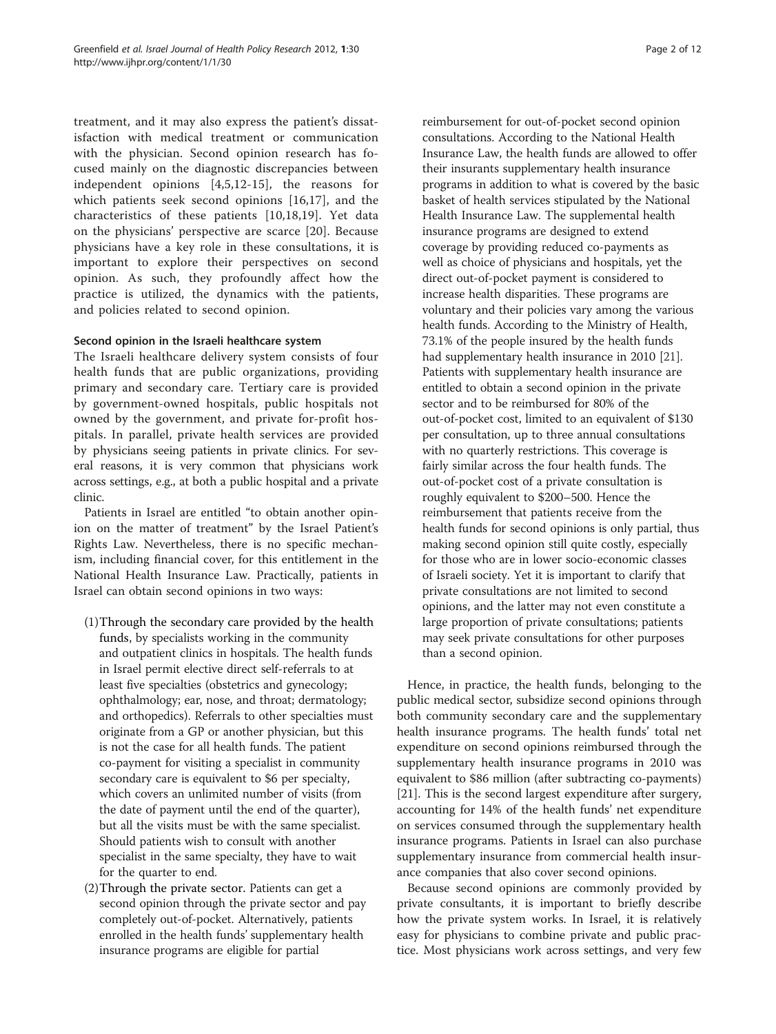treatment, and it may also express the patient's dissatisfaction with medical treatment or communication with the physician. Second opinion research has focused mainly on the diagnostic discrepancies between independent opinions [4,5,12-15], the reasons for which patients seek second opinions [16,17], and the characteristics of these patients [10,18,19]. Yet data on the physicians' perspective are scarce [20]. Because physicians have a key role in these consultations, it is important to explore their perspectives on second opinion. As such, they profoundly affect how the practice is utilized, the dynamics with the patients, and policies related to second opinion.

#### Second opinion in the Israeli healthcare system

The Israeli healthcare delivery system consists of four health funds that are public organizations, providing primary and secondary care. Tertiary care is provided by government-owned hospitals, public hospitals not owned by the government, and private for-profit hospitals. In parallel, private health services are provided by physicians seeing patients in private clinics. For several reasons, it is very common that physicians work across settings, e.g., at both a public hospital and a private clinic.

Patients in Israel are entitled "to obtain another opinion on the matter of treatment" by the Israel Patient's Rights Law. Nevertheless, there is no specific mechanism, including financial cover, for this entitlement in the National Health Insurance Law. Practically, patients in Israel can obtain second opinions in two ways:

(1) **Through the secondary care provided by the health funds**, by specialists working in the community and outpatient clinics in hospitals. The health funds in Israel permit elective direct self-referrals to at least five specialties (obstetrics and gynecology; ophthalmology; ear, nose, and throat; dermatology; and orthopedics). Referrals to other specialties must originate from a GP or another physician, but this is not the case for all health funds. The patient co-payment for visiting a specialist in community secondary care is equivalent to $6 per specialty, which covers an unlimited number of visits (from the date of payment until the end of the quarter), but all the visits must be with the same specialist. Should patients wish to consult with another specialist in the same specialty, they have to wait for the quarter to end.

(2) **Through the private sector.** Patients can get a second opinion through the private sector and pay completely out-of-pocket. Alternatively, patients enrolled in the health funds' supplementary health insurance programs are eligible for partial reimbursement for out-of-pocket second opinion consultations. According to the National Health Insurance Law, the health funds are allowed to offer their insurants supplementary health insurance programs in addition to what is covered by the basic basket of health services stipulated by the National Health Insurance Law. The supplemental health insurance programs are designed to extend coverage by providing reduced co-payments as well as choice of physicians and hospitals, yet the direct out-of-pocket payment is considered to increase health disparities. These programs are voluntary and their policies vary among the various health funds. According to the Ministry of Health, 73.1% of the people insured by the health funds had supplementary health insurance in 2010 [21]. Patients with supplementary health insurance are entitled to obtain a second opinion in the private sector and to be reimbursed for 80% of the out-of-pocket cost, limited to an equivalent of $130 per consultation, up to three annual consultations with no quarterly restrictions. This coverage is fairly similar across the four health funds. The out-of-pocket cost of a private consultation is roughly equivalent to $200–500. Hence the reimbursement that patients receive from the health funds for second opinions is only partial, thus making second opinion still quite costly, especially for those who are in lower socio-economic classes of Israeli society. Yet it is important to clarify that private consultations are not limited to second opinions, and the latter may not even constitute a large proportion of private consultations; patients may seek private consultations for other purposes than a second opinion.

Hence, in practice, the health funds, belonging to the public medical sector, subsidize second opinions through both community secondary care and the supplementary health insurance programs. The health funds' total net expenditure on second opinions reimbursed through the supplementary health insurance programs in 2010 was equivalent to $86 million (after subtracting co-payments) [21]. This is the second largest expenditure after surgery, accounting for 14% of the health funds' net expenditure on services consumed through the supplementary health insurance programs. Patients in Israel can also purchase supplementary insurance from commercial health insurance companies that also cover second opinions.

Because second opinions are commonly provided by private consultants, it is important to briefly describe how the private system works. In Israel, it is relatively easy for physicians to combine private and public practice. Most physicians work across settings, and very few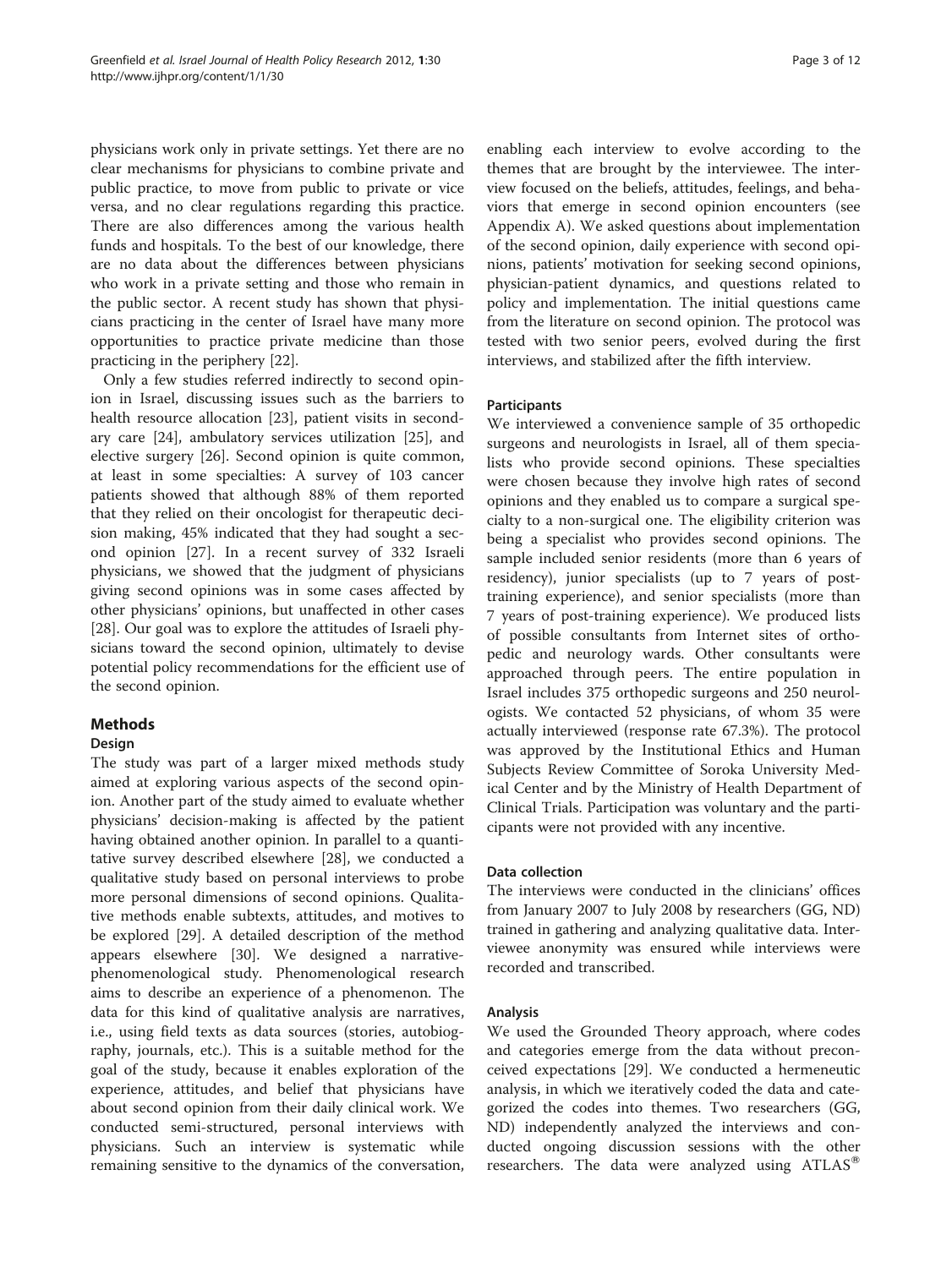physicians work only in private settings. Yet there are no clear mechanisms for physicians to combine private and public practice, to move from public to private or vice versa, and no clear regulations regarding this practice. There are also differences among the various health funds and hospitals. To the best of our knowledge, there are no data about the differences between physicians who work in a private setting and those who remain in the public sector. A recent study has shown that physicians practicing in the center of Israel have many more opportunities to practice private medicine than those practicing in the periphery [22].

Only a few studies referred indirectly to second opinion in Israel, discussing issues such as the barriers to health resource allocation [23], patient visits in secondary care [24], ambulatory services utilization [25], and elective surgery [26]. Second opinion is quite common, at least in some specialties: A survey of 103 cancer patients showed that although 88% of them reported that they relied on their oncologist for therapeutic decision making, 45% indicated that they had sought a second opinion [27]. In a recent survey of 332 Israeli physicians, we showed that the judgment of physicians giving second opinions was in some cases affected by other physicians' opinions, but unaffected in other cases [28]. Our goal was to explore the attitudes of Israeli physicians toward the second opinion, ultimately to devise potential policy recommendations for the efficient use of the second opinion.

## Methods

### Design

The study was part of a larger mixed methods study aimed at exploring various aspects of the second opinion. Another part of the study aimed to evaluate whether physicians' decision-making is affected by the patient having obtained another opinion. In parallel to a quantitative survey described elsewhere [28], we conducted a qualitative study based on personal interviews to probe more personal dimensions of second opinions. Qualitative methods enable subtexts, attitudes, and motives to be explored [29]. A detailed description of the method appears elsewhere [30]. We designed a narrative-phenomenological study. Phenomenological research aims to describe an experience of a phenomenon. The data for this kind of qualitative analysis are narratives, i.e., using field texts as data sources (stories, autobiography, journals, etc.). This is a suitable method for the goal of the study, because it enables exploration of the experience, attitudes, and belief that physicians have about second opinion from their daily clinical work. We conducted semi-structured, personal interviews with physicians. Such an interview is systematic while remaining sensitive to the dynamics of the conversation, enabling each interview to evolve according to the themes that are brought by the interviewee. The interview focused on the beliefs, attitudes, feelings, and behaviors that emerge in second opinion encounters (see Appendix A). We asked questions about implementation of the second opinion, daily experience with second opinions, patients' motivation for seeking second opinions, physician-patient dynamics, and questions related to policy and implementation. The initial questions came from the literature on second opinion. The protocol was tested with two senior peers, evolved during the first interviews, and stabilized after the fifth interview.

### Participants

We interviewed a convenience sample of 35 orthopedic surgeons and neurologists in Israel, all of them specialists who provide second opinions. These specialties were chosen because they involve high rates of second opinions and they enabled us to compare a surgical specialty to a non-surgical one. The eligibility criterion was being a specialist who provides second opinions. The sample included senior residents (more than 6 years of residency), junior specialists (up to 7 years of post-training experience), and senior specialists (more than 7 years of post-training experience). We produced lists of possible consultants from Internet sites of orthopedic and neurology wards. Other consultants were approached through peers. The entire population in Israel includes 375 orthopedic surgeons and 250 neurologists. We contacted 52 physicians, of whom 35 were actually interviewed (response rate 67.3%). The protocol was approved by the Institutional Ethics and Human Subjects Review Committee of Soroka University Medical Center and by the Ministry of Health Department of Clinical Trials. Participation was voluntary and the participants were not provided with any incentive.

### Data collection

The interviews were conducted in the clinicians' offices from January 2007 to July 2008 by researchers (GG, ND) trained in gathering and analyzing qualitative data. Interviewee anonymity was ensured while interviews were recorded and transcribed.

### Analysis

We used the Grounded Theory approach, where codes and categories emerge from the data without preconceived expectations [29]. We conducted a hermeneutic analysis, in which we iteratively coded the data and categorized the codes into themes. Two researchers (GG, ND) independently analyzed the interviews and conducted ongoing discussion sessions with the other researchers. The data were analyzed using ATLAS®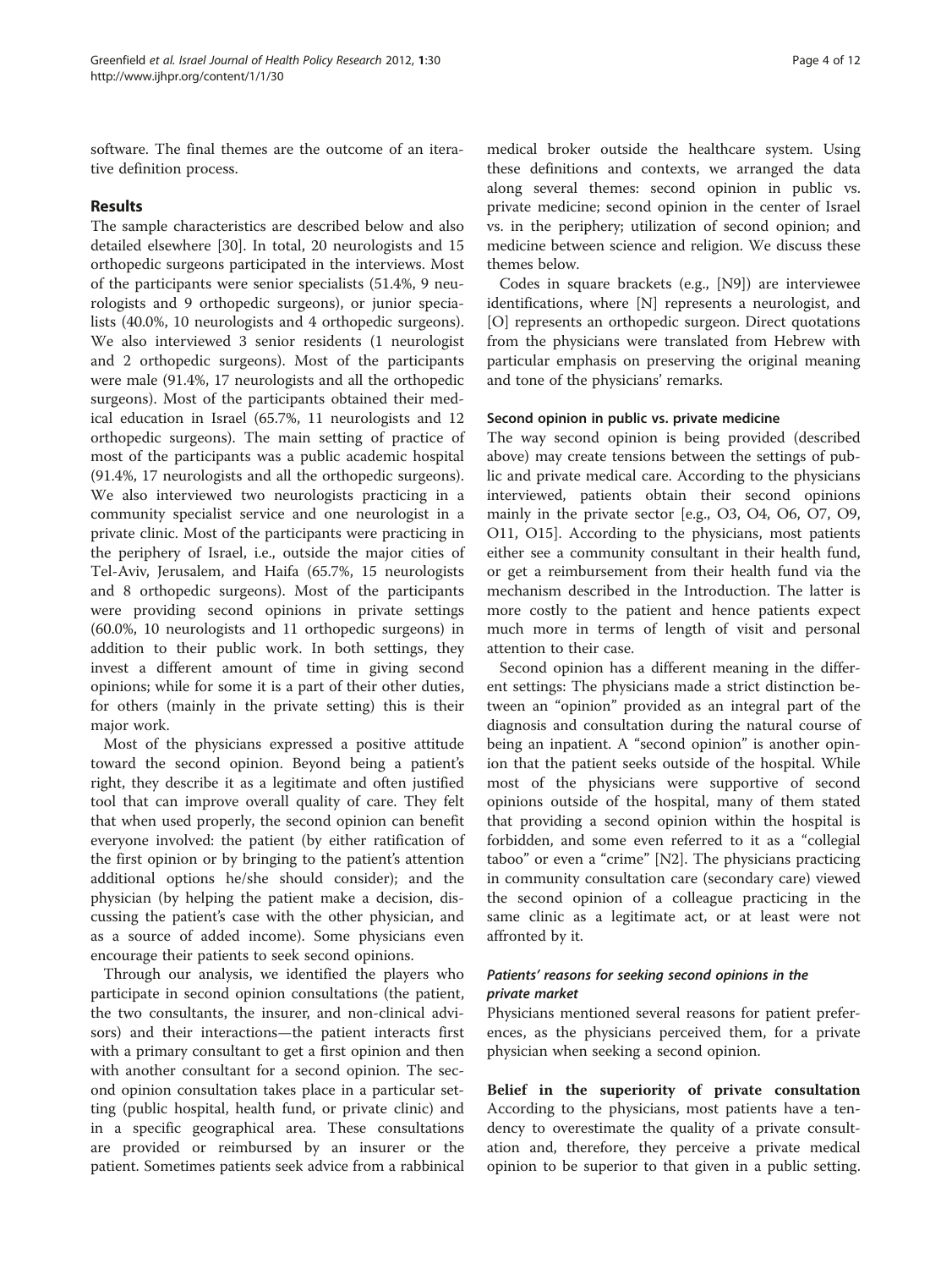software. The final themes are the outcome of an iterative definition process.

## Results

The sample characteristics are described below and also detailed elsewhere [30]. In total, 20 neurologists and 15 orthopedic surgeons participated in the interviews. Most of the participants were senior specialists (51.4%, 9 neurologists and 9 orthopedic surgeons), or junior specialists (40.0%, 10 neurologists and 4 orthopedic surgeons). We also interviewed 3 senior residents (1 neurologist and 2 orthopedic surgeons). Most of the participants were male (91.4%, 17 neurologists and all the orthopedic surgeons). Most of the participants obtained their medical education in Israel (65.7%, 11 neurologists and 12 orthopedic surgeons). The main setting of practice of most of the participants was a public academic hospital (91.4%, 17 neurologists and all the orthopedic surgeons). We also interviewed two neurologists practicing in a community specialist service and one neurologist in a private clinic. Most of the participants were practicing in the periphery of Israel, i.e., outside the major cities of Tel-Aviv, Jerusalem, and Haifa (65.7%, 15 neurologists and 8 orthopedic surgeons). Most of the participants were providing second opinions in private settings (60.0%, 10 neurologists and 11 orthopedic surgeons) in addition to their public work. In both settings, they invest a different amount of time in giving second opinions; while for some it is a part of their other duties, for others (mainly in the private setting) this is their major work.

Most of the physicians expressed a positive attitude toward the second opinion. Beyond being a patient's right, they describe it as a legitimate and often justified tool that can improve overall quality of care. They felt that when used properly, the second opinion can benefit everyone involved: the patient (by either ratification of the first opinion or by bringing to the patient's attention additional options he/she should consider); and the physician (by helping the patient make a decision, discussing the patient's case with the other physician, and as a source of added income). Some physicians even encourage their patients to seek second opinions.

Through our analysis, we identified the players who participate in second opinion consultations (the patient, the two consultants, the insurer, and non-clinical advisors) and their interactions—the patient interacts first with a primary consultant to get a first opinion and then with another consultant for a second opinion. The second opinion consultation takes place in a particular setting (public hospital, health fund, or private clinic) and in a specific geographical area. These consultations are provided or reimbursed by an insurer or the patient. Sometimes patients seek advice from a rabbinical medical broker outside the healthcare system. Using these definitions and contexts, we arranged the data along several themes: second opinion in public vs. private medicine; second opinion in the center of Israel vs. in the periphery; utilization of second opinion; and medicine between science and religion. We discuss these themes below.

Codes in square brackets (e.g., [N9]) are interviewee identifications, where [N] represents a neurologist, and [O] represents an orthopedic surgeon. Direct quotations from the physicians were translated from Hebrew with particular emphasis on preserving the original meaning and tone of the physicians' remarks.

### Second opinion in public vs. private medicine

The way second opinion is being provided (described above) may create tensions between the settings of public and private medical care. According to the physicians interviewed, patients obtain their second opinions mainly in the private sector [e.g., O3, O4, O6, O7, O9, O11, O15]. According to the physicians, most patients either see a community consultant in their health fund, or get a reimbursement from their health fund via the mechanism described in the Introduction. The latter is more costly to the patient and hence patients expect much more in terms of length of visit and personal attention to their case.

Second opinion has a different meaning in the different settings: The physicians made a strict distinction between an "opinion" provided as an integral part of the diagnosis and consultation during the natural course of being an inpatient. A "second opinion" is another opinion that the patient seeks outside of the hospital. While most of the physicians were supportive of second opinions outside of the hospital, many of them stated that providing a second opinion within the hospital is forbidden, and some even referred to it as a "collegial taboo" or even a "crime" [N2]. The physicians practicing in community consultation care (secondary care) viewed the second opinion of a colleague practicing in the same clinic as a legitimate act, or at least were not affronted by it.

#### *Patients' reasons for seeking second opinions in the private market*

Physicians mentioned several reasons for patient preferences, as the physicians perceived them, for a private physician when seeking a second opinion.

**Belief in the superiority of private consultation** According to the physicians, most patients have a tendency to overestimate the quality of a private consultation and, therefore, they perceive a private medical opinion to be superior to that given in a public setting.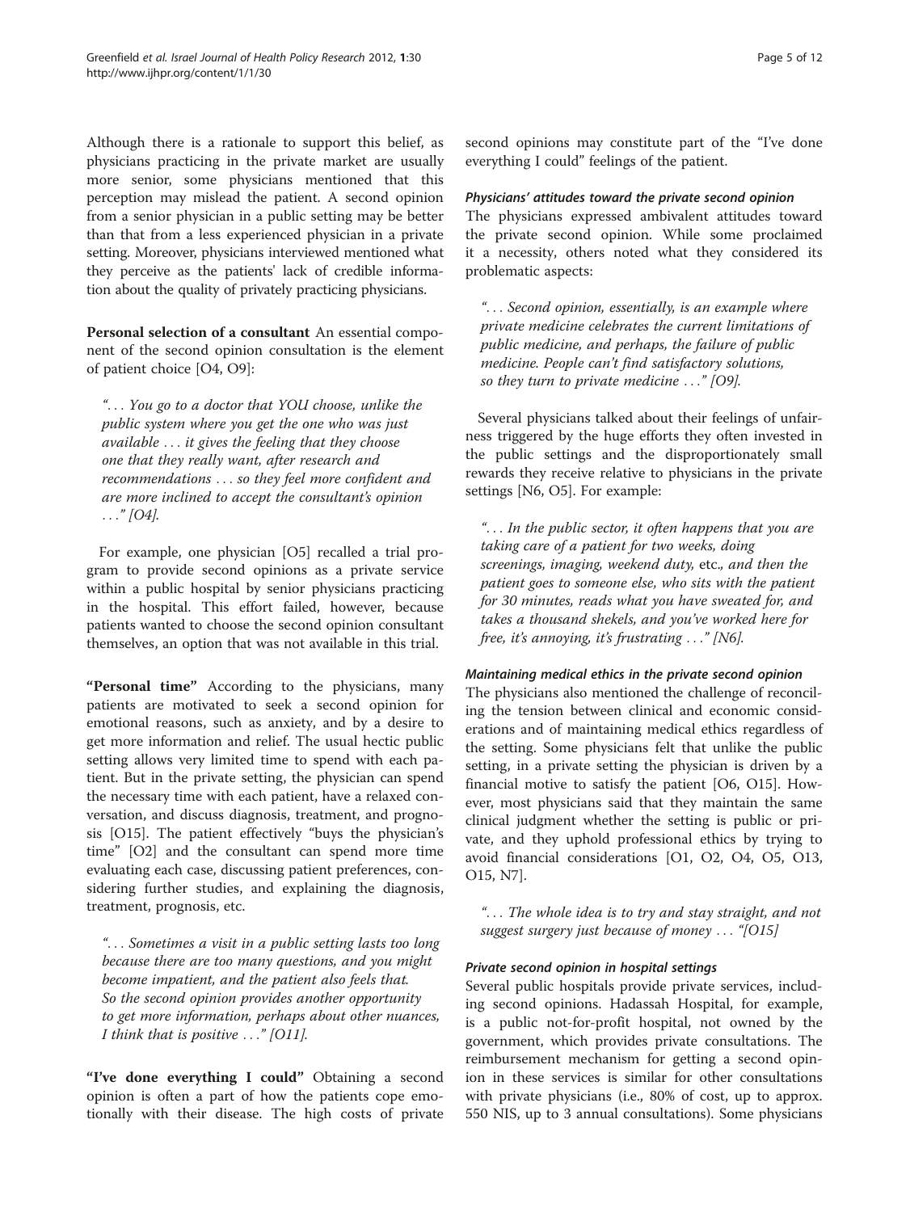Although there is a rationale to support this belief, as physicians practicing in the private market are usually more senior, some physicians mentioned that this perception may mislead the patient. A second opinion from a senior physician in a public setting may be better than that from a less experienced physician in a private setting. Moreover, physicians interviewed mentioned what they perceive as the patients' lack of credible information about the quality of privately practicing physicians.

**Personal selection of a consultant** An essential component of the second opinion consultation is the element of patient choice [O4, O9]:

> *". . . You go to a doctor that YOU choose, unlike the public system where you get the one who was just available . . . it gives the feeling that they choose one that they really want, after research and recommendations . . . so they feel more confident and are more inclined to accept the consultant's opinion . . ." [O4].*

For example, one physician [O5] recalled a trial program to provide second opinions as a private service within a public hospital by senior physicians practicing in the hospital. This effort failed, however, because patients wanted to choose the second opinion consultant themselves, an option that was not available in this trial.

**"Personal time"** According to the physicians, many patients are motivated to seek a second opinion for emotional reasons, such as anxiety, and by a desire to get more information and relief. The usual hectic public setting allows very limited time to spend with each patient. But in the private setting, the physician can spend the necessary time with each patient, have a relaxed conversation, and discuss diagnosis, treatment, and prognosis [O15]. The patient effectively "buys the physician's time" [O2] and the consultant can spend more time evaluating each case, discussing patient preferences, considering further studies, and explaining the diagnosis, treatment, prognosis, etc.

> *". . . Sometimes a visit in a public setting lasts too long because there are too many questions, and you might become impatient, and the patient also feels that. So the second opinion provides another opportunity to get more information, perhaps about other nuances, I think that is positive . . ." [O11].*

**"I've done everything I could"** Obtaining a second opinion is often a part of how the patients cope emotionally with their disease. The high costs of private second opinions may constitute part of the "I've done everything I could" feelings of the patient.

#### *Physicians' attitudes toward the private second opinion*

The physicians expressed ambivalent attitudes toward the private second opinion. While some proclaimed it a necessity, others noted what they considered its problematic aspects:

> *". . . Second opinion, essentially, is an example where private medicine celebrates the current limitations of public medicine, and perhaps, the failure of public medicine. People can't find satisfactory solutions, so they turn to private medicine . . ." [O9].*

Several physicians talked about their feelings of unfairness triggered by the huge efforts they often invested in the public settings and the disproportionately small rewards they receive relative to physicians in the private settings [N6, O5]. For example:

> *". . . In the public sector, it often happens that you are taking care of a patient for two weeks, doing screenings, imaging, weekend duty,* etc.*, and then the patient goes to someone else, who sits with the patient for 30 minutes, reads what you have sweated for, and takes a thousand shekels, and you've worked here for free, it's annoying, it's frustrating . . ." [N6].*

#### *Maintaining medical ethics in the private second opinion*

The physicians also mentioned the challenge of reconciling the tension between clinical and economic considerations and of maintaining medical ethics regardless of the setting. Some physicians felt that unlike the public setting, in a private setting the physician is driven by a financial motive to satisfy the patient [O6, O15]. However, most physicians said that they maintain the same clinical judgment whether the setting is public or private, and they uphold professional ethics by trying to avoid financial considerations [O1, O2, O4, O5, O13, O15, N7].

> *". . . The whole idea is to try and stay straight, and not suggest surgery just because of money . . . "[O15]*

#### *Private second opinion in hospital settings*

Several public hospitals provide private services, including second opinions. Hadassah Hospital, for example, is a public not-for-profit hospital, not owned by the government, which provides private consultations. The reimbursement mechanism for getting a second opinion in these services is similar for other consultations with private physicians (i.e., 80% of cost, up to approx. 550 NIS, up to 3 annual consultations). Some physicians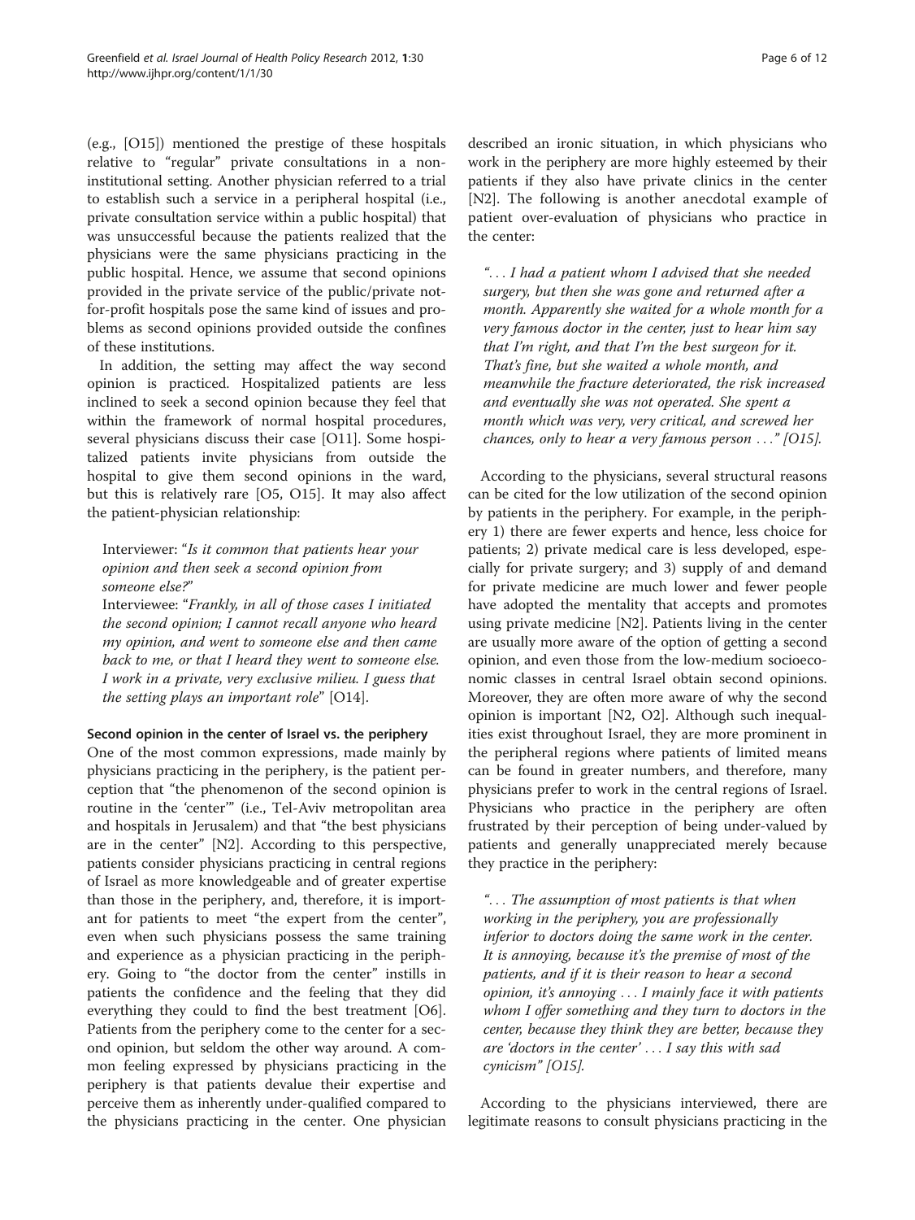(e.g., [O15]) mentioned the prestige of these hospitals relative to "regular" private consultations in a non-institutional setting. Another physician referred to a trial to establish such a service in a peripheral hospital (i.e., private consultation service within a public hospital) that was unsuccessful because the patients realized that the physicians were the same physicians practicing in the public hospital. Hence, we assume that second opinions provided in the private service of the public/private not-for-profit hospitals pose the same kind of issues and problems as second opinions provided outside the confines of these institutions.

In addition, the setting may affect the way second opinion is practiced. Hospitalized patients are less inclined to seek a second opinion because they feel that within the framework of normal hospital procedures, several physicians discuss their case [O11]. Some hospitalized patients invite physicians from outside the hospital to give them second opinions in the ward, but this is relatively rare [O5, O15]. It may also affect the patient-physician relationship:

> Interviewer: "*Is it common that patients hear your opinion and then seek a second opinion from someone else?*"
>
> Interviewee: "*Frankly, in all of those cases I initiated the second opinion; I cannot recall anyone who heard my opinion, and went to someone else and then came back to me, or that I heard they went to someone else. I work in a private, very exclusive milieu. I guess that the setting plays an important role*" [O14].

#### Second opinion in the center of Israel vs. the periphery

One of the most common expressions, made mainly by physicians practicing in the periphery, is the patient perception that "the phenomenon of the second opinion is routine in the 'center'" (i.e., Tel-Aviv metropolitan area and hospitals in Jerusalem) and that "the best physicians are in the center" [N2]. According to this perspective, patients consider physicians practicing in central regions of Israel as more knowledgeable and of greater expertise than those in the periphery, and, therefore, it is important for patients to meet "the expert from the center", even when such physicians possess the same training and experience as a physician practicing in the periphery. Going to "the doctor from the center" instills in patients the confidence and the feeling that they did everything they could to find the best treatment [O6]. Patients from the periphery come to the center for a second opinion, but seldom the other way around. A common feeling expressed by physicians practicing in the periphery is that patients devalue their expertise and perceive them as inherently under-qualified compared to the physicians practicing in the center. One physician described an ironic situation, in which physicians who work in the periphery are more highly esteemed by their patients if they also have private clinics in the center [N2]. The following is another anecdotal example of patient over-evaluation of physicians who practice in the center:

> *"... I had a patient whom I advised that she needed surgery, but then she was gone and returned after a month. Apparently she waited for a whole month for a very famous doctor in the center, just to hear him say that I'm right, and that I'm the best surgeon for it. That's fine, but she waited a whole month, and meanwhile the fracture deteriorated, the risk increased and eventually she was not operated. She spent a month which was very, very critical, and screwed her chances, only to hear a very famous person ..." [O15].*

According to the physicians, several structural reasons can be cited for the low utilization of the second opinion by patients in the periphery. For example, in the periphery 1) there are fewer experts and hence, less choice for patients; 2) private medical care is less developed, especially for private surgery; and 3) supply of and demand for private medicine are much lower and fewer people have adopted the mentality that accepts and promotes using private medicine [N2]. Patients living in the center are usually more aware of the option of getting a second opinion, and even those from the low-medium socioeconomic classes in central Israel obtain second opinions. Moreover, they are often more aware of why the second opinion is important [N2, O2]. Although such inequalities exist throughout Israel, they are more prominent in the peripheral regions where patients of limited means can be found in greater numbers, and therefore, many physicians prefer to work in the central regions of Israel. Physicians who practice in the periphery are often frustrated by their perception of being under-valued by patients and generally unappreciated merely because they practice in the periphery:

> *"... The assumption of most patients is that when working in the periphery, you are professionally inferior to doctors doing the same work in the center. It is annoying, because it's the premise of most of the patients, and if it is their reason to hear a second opinion, it's annoying ... I mainly face it with patients whom I offer something and they turn to doctors in the center, because they think they are better, because they are 'doctors in the center' ... I say this with sad cynicism" [O15].*

According to the physicians interviewed, there are legitimate reasons to consult physicians practicing in the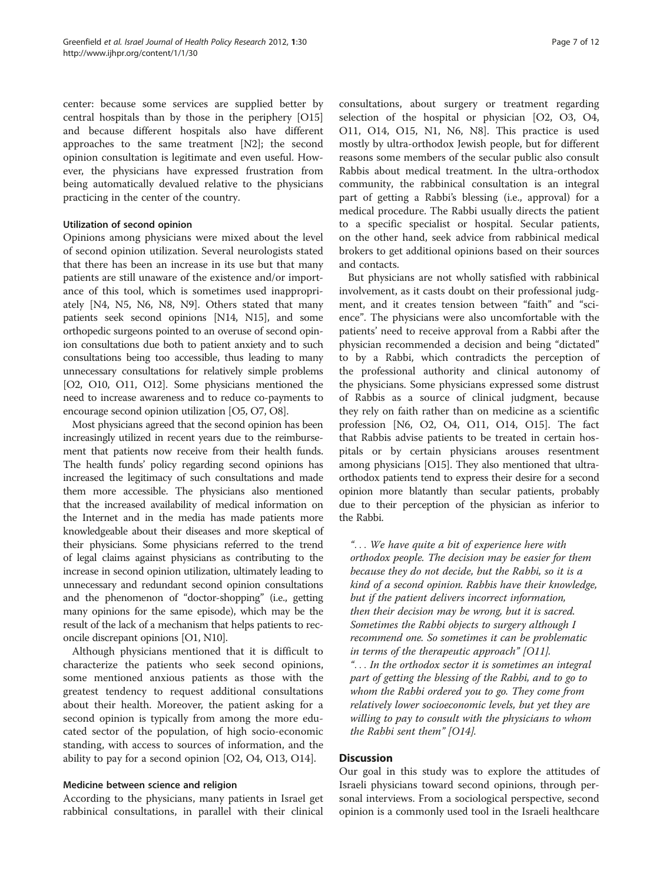center: because some services are supplied better by central hospitals than by those in the periphery [O15] and because different hospitals also have different approaches to the same treatment [N2]; the second opinion consultation is legitimate and even useful. However, the physicians have expressed frustration from being automatically devalued relative to the physicians practicing in the center of the country.

#### Utilization of second opinion

Opinions among physicians were mixed about the level of second opinion utilization. Several neurologists stated that there has been an increase in its use but that many patients are still unaware of the existence and/or importance of this tool, which is sometimes used inappropriately [N4, N5, N6, N8, N9]. Others stated that many patients seek second opinions [N14, N15], and some orthopedic surgeons pointed to an overuse of second opinion consultations due both to patient anxiety and to such consultations being too accessible, thus leading to many unnecessary consultations for relatively simple problems [O2, O10, O11, O12]. Some physicians mentioned the need to increase awareness and to reduce co-payments to encourage second opinion utilization [O5, O7, O8].

Most physicians agreed that the second opinion has been increasingly utilized in recent years due to the reimbursement that patients now receive from their health funds. The health funds' policy regarding second opinions has increased the legitimacy of such consultations and made them more accessible. The physicians also mentioned that the increased availability of medical information on the Internet and in the media has made patients more knowledgeable about their diseases and more skeptical of their physicians. Some physicians referred to the trend of legal claims against physicians as contributing to the increase in second opinion utilization, ultimately leading to unnecessary and redundant second opinion consultations and the phenomenon of "doctor-shopping" (i.e., getting many opinions for the same episode), which may be the result of the lack of a mechanism that helps patients to reconcile discrepant opinions [O1, N10].

Although physicians mentioned that it is difficult to characterize the patients who seek second opinions, some mentioned anxious patients as those with the greatest tendency to request additional consultations about their health. Moreover, the patient asking for a second opinion is typically from among the more educated sector of the population, of high socio-economic standing, with access to sources of information, and the ability to pay for a second opinion [O2, O4, O13, O14].

#### Medicine between science and religion

According to the physicians, many patients in Israel get rabbinical consultations, in parallel with their clinical consultations, about surgery or treatment regarding selection of the hospital or physician [O2, O3, O4, O11, O14, O15, N1, N6, N8]. This practice is used mostly by ultra-orthodox Jewish people, but for different reasons some members of the secular public also consult Rabbis about medical treatment. In the ultra-orthodox community, the rabbinical consultation is an integral part of getting a Rabbi's blessing (i.e., approval) for a medical procedure. The Rabbi usually directs the patient to a specific specialist or hospital. Secular patients, on the other hand, seek advice from rabbinical medical brokers to get additional opinions based on their sources and contacts.

But physicians are not wholly satisfied with rabbinical involvement, as it casts doubt on their professional judgment, and it creates tension between "faith" and "science". The physicians were also uncomfortable with the patients' need to receive approval from a Rabbi after the physician recommended a decision and being "dictated" to by a Rabbi, which contradicts the perception of the professional authority and clinical autonomy of the physicians. Some physicians expressed some distrust of Rabbis as a source of clinical judgment, because they rely on faith rather than on medicine as a scientific profession [N6, O2, O4, O11, O14, O15]. The fact that Rabbis advise patients to be treated in certain hospitals or by certain physicians arouses resentment among physicians [O15]. They also mentioned that ultra-orthodox patients tend to express their desire for a second opinion more blatantly than secular patients, probably due to their perception of the physician as inferior to the Rabbi.

> *". . . We have quite a bit of experience here with orthodox people. The decision may be easier for them because they do not decide, but the Rabbi, so it is a kind of a second opinion. Rabbis have their knowledge, but if the patient delivers incorrect information, then their decision may be wrong, but it is sacred. Sometimes the Rabbi objects to surgery although I recommend one. So sometimes it can be problematic in terms of the therapeutic approach" [O11].*
>
> *". . . In the orthodox sector it is sometimes an integral part of getting the blessing of the Rabbi, and to go to whom the Rabbi ordered you to go. They come from relatively lower socioeconomic levels, but yet they are willing to pay to consult with the physicians to whom the Rabbi sent them" [O14].*

## Discussion

Our goal in this study was to explore the attitudes of Israeli physicians toward second opinions, through personal interviews. From a sociological perspective, second opinion is a commonly used tool in the Israeli healthcare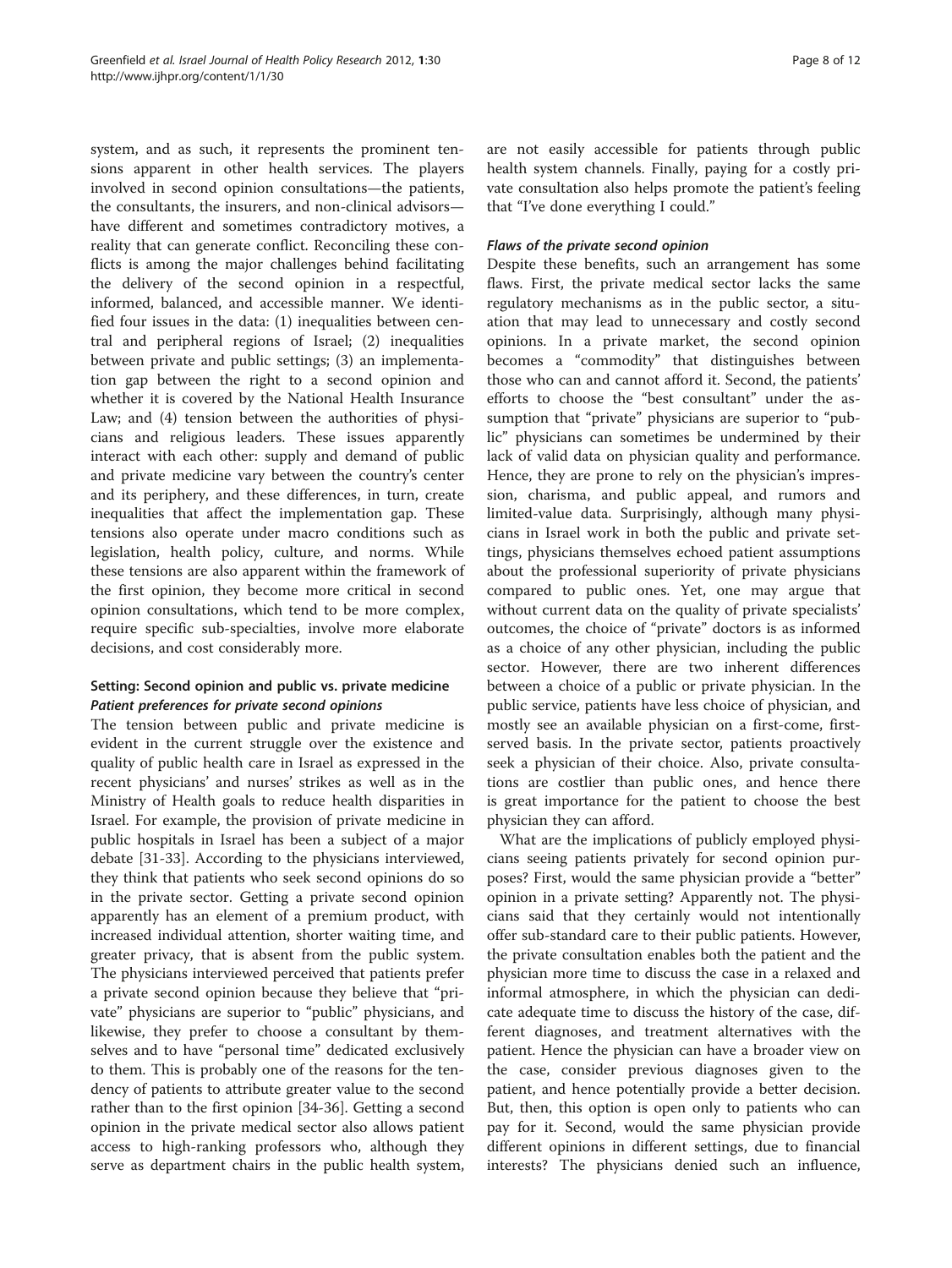system, and as such, it represents the prominent tensions apparent in other health services. The players involved in second opinion consultations—the patients, the consultants, the insurers, and non-clinical advisors—have different and sometimes contradictory motives, a reality that can generate conflict. Reconciling these conflicts is among the major challenges behind facilitating the delivery of the second opinion in a respectful, informed, balanced, and accessible manner. We identified four issues in the data: (1) inequalities between central and peripheral regions of Israel; (2) inequalities between private and public settings; (3) an implementation gap between the right to a second opinion and whether it is covered by the National Health Insurance Law; and (4) tension between the authorities of physicians and religious leaders. These issues apparently interact with each other: supply and demand of public and private medicine vary between the country's center and its periphery, and these differences, in turn, create inequalities that affect the implementation gap. These tensions also operate under macro conditions such as legislation, health policy, culture, and norms. While these tensions are also apparent within the framework of the first opinion, they become more critical in second opinion consultations, which tend to be more complex, require specific sub-specialties, involve more elaborate decisions, and cost considerably more.

## Setting: Second opinion and public vs. private medicine

### *Patient preferences for private second opinions*

The tension between public and private medicine is evident in the current struggle over the existence and quality of public health care in Israel as expressed in the recent physicians' and nurses' strikes as well as in the Ministry of Health goals to reduce health disparities in Israel. For example, the provision of private medicine in public hospitals in Israel has been a subject of a major debate [31-33]. According to the physicians interviewed, they think that patients who seek second opinions do so in the private sector. Getting a private second opinion apparently has an element of a premium product, with increased individual attention, shorter waiting time, and greater privacy, that is absent from the public system. The physicians interviewed perceived that patients prefer a private second opinion because they believe that "private" physicians are superior to "public" physicians, and likewise, they prefer to choose a consultant by themselves and to have "personal time" dedicated exclusively to them. This is probably one of the reasons for the tendency of patients to attribute greater value to the second rather than to the first opinion [34-36]. Getting a second opinion in the private medical sector also allows patient access to high-ranking professors who, although they serve as department chairs in the public health system, are not easily accessible for patients through public health system channels. Finally, paying for a costly private consultation also helps promote the patient's feeling that "I've done everything I could."

### *Flaws of the private second opinion*

Despite these benefits, such an arrangement has some flaws. First, the private medical sector lacks the same regulatory mechanisms as in the public sector, a situation that may lead to unnecessary and costly second opinions. In a private market, the second opinion becomes a "commodity" that distinguishes between those who can and cannot afford it. Second, the patients' efforts to choose the "best consultant" under the assumption that "private" physicians are superior to "public" physicians can sometimes be undermined by their lack of valid data on physician quality and performance. Hence, they are prone to rely on the physician's impression, charisma, and public appeal, and rumors and limited-value data. Surprisingly, although many physicians in Israel work in both the public and private settings, physicians themselves echoed patient assumptions about the professional superiority of private physicians compared to public ones. Yet, one may argue that without current data on the quality of private specialists' outcomes, the choice of "private" doctors is as informed as a choice of any other physician, including the public sector. However, there are two inherent differences between a choice of a public or private physician. In the public service, patients have less choice of physician, and mostly see an available physician on a first-come, first-served basis. In the private sector, patients proactively seek a physician of their choice. Also, private consultations are costlier than public ones, and hence there is great importance for the patient to choose the best physician they can afford.

What are the implications of publicly employed physicians seeing patients privately for second opinion purposes? First, would the same physician provide a "better" opinion in a private setting? Apparently not. The physicians said that they certainly would not intentionally offer sub-standard care to their public patients. However, the private consultation enables both the patient and the physician more time to discuss the case in a relaxed and informal atmosphere, in which the physician can dedicate adequate time to discuss the history of the case, different diagnoses, and treatment alternatives with the patient. Hence the physician can have a broader view on the case, consider previous diagnoses given to the patient, and hence potentially provide a better decision. But, then, this option is open only to patients who can pay for it. Second, would the same physician provide different opinions in different settings, due to financial interests? The physicians denied such an influence,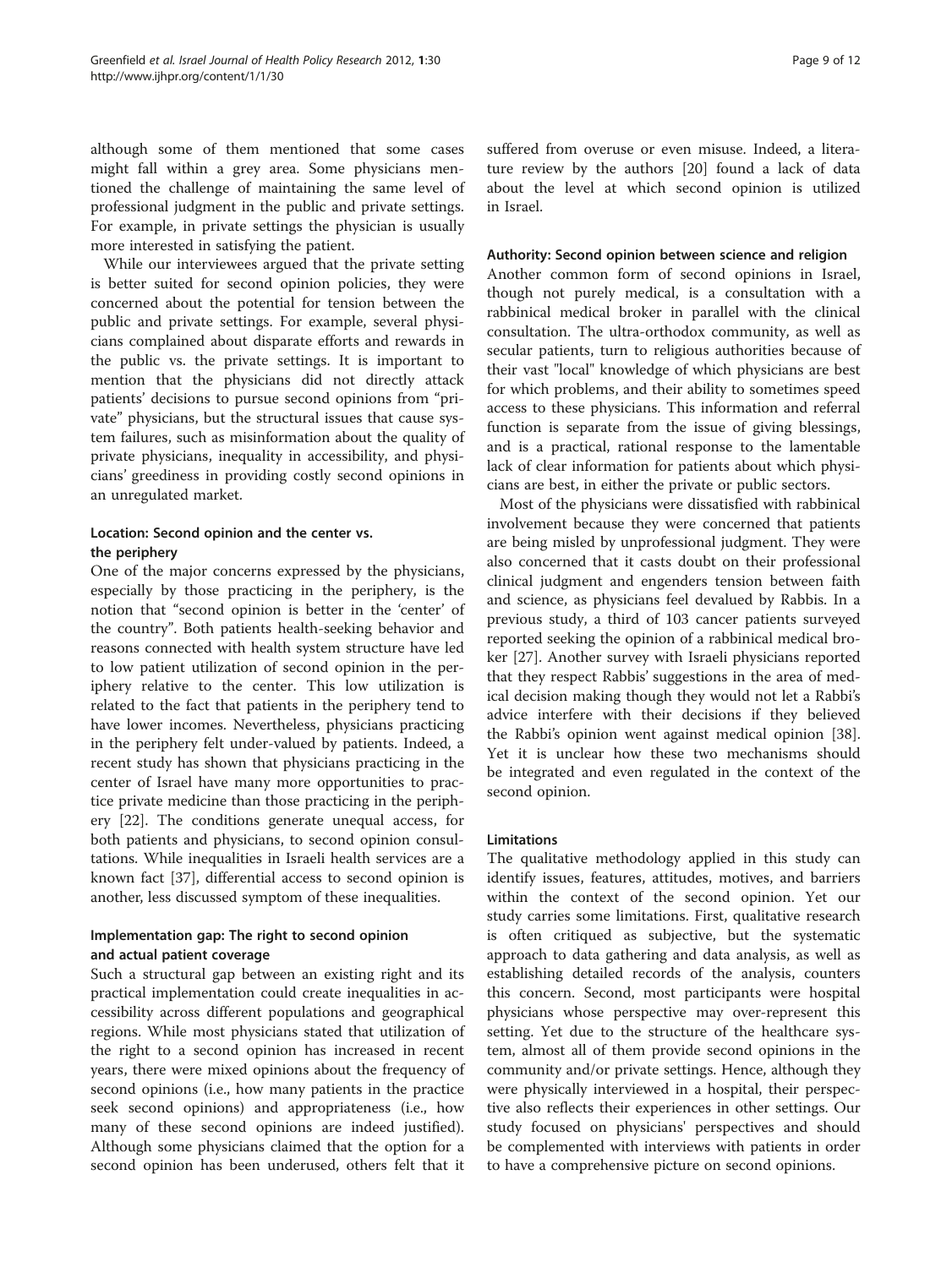although some of them mentioned that some cases might fall within a grey area. Some physicians mentioned the challenge of maintaining the same level of professional judgment in the public and private settings. For example, in private settings the physician is usually more interested in satisfying the patient.

While our interviewees argued that the private setting is better suited for second opinion policies, they were concerned about the potential for tension between the public and private settings. For example, several physicians complained about disparate efforts and rewards in the public vs. the private settings. It is important to mention that the physicians did not directly attack patients' decisions to pursue second opinions from "private" physicians, but the structural issues that cause system failures, such as misinformation about the quality of private physicians, inequality in accessibility, and physicians' greediness in providing costly second opinions in an unregulated market.

### Location: Second opinion and the center vs. the periphery

One of the major concerns expressed by the physicians, especially by those practicing in the periphery, is the notion that "second opinion is better in the 'center' of the country". Both patients health-seeking behavior and reasons connected with health system structure have led to low patient utilization of second opinion in the periphery relative to the center. This low utilization is related to the fact that patients in the periphery tend to have lower incomes. Nevertheless, physicians practicing in the periphery felt under-valued by patients. Indeed, a recent study has shown that physicians practicing in the center of Israel have many more opportunities to practice private medicine than those practicing in the periphery [22]. The conditions generate unequal access, for both patients and physicians, to second opinion consultations. While inequalities in Israeli health services are a known fact [37], differential access to second opinion is another, less discussed symptom of these inequalities.

### Implementation gap: The right to second opinion and actual patient coverage

Such a structural gap between an existing right and its practical implementation could create inequalities in accessibility across different populations and geographical regions. While most physicians stated that utilization of the right to a second opinion has increased in recent years, there were mixed opinions about the frequency of second opinions (i.e., how many patients in the practice seek second opinions) and appropriateness (i.e., how many of these second opinions are indeed justified). Although some physicians claimed that the option for a second opinion has been underused, others felt that it suffered from overuse or even misuse. Indeed, a literature review by the authors [20] found a lack of data about the level at which second opinion is utilized in Israel.

### Authority: Second opinion between science and religion

Another common form of second opinions in Israel, though not purely medical, is a consultation with a rabbinical medical broker in parallel with the clinical consultation. The ultra-orthodox community, as well as secular patients, turn to religious authorities because of their vast "local" knowledge of which physicians are best for which problems, and their ability to sometimes speed access to these physicians. This information and referral function is separate from the issue of giving blessings, and is a practical, rational response to the lamentable lack of clear information for patients about which physicians are best, in either the private or public sectors.

Most of the physicians were dissatisfied with rabbinical involvement because they were concerned that patients are being misled by unprofessional judgment. They were also concerned that it casts doubt on their professional clinical judgment and engenders tension between faith and science, as physicians feel devalued by Rabbis. In a previous study, a third of 103 cancer patients surveyed reported seeking the opinion of a rabbinical medical broker [27]. Another survey with Israeli physicians reported that they respect Rabbis' suggestions in the area of medical decision making though they would not let a Rabbi's advice interfere with their decisions if they believed the Rabbi's opinion went against medical opinion [38]. Yet it is unclear how these two mechanisms should be integrated and even regulated in the context of the second opinion.

### Limitations

The qualitative methodology applied in this study can identify issues, features, attitudes, motives, and barriers within the context of the second opinion. Yet our study carries some limitations. First, qualitative research is often critiqued as subjective, but the systematic approach to data gathering and data analysis, as well as establishing detailed records of the analysis, counters this concern. Second, most participants were hospital physicians whose perspective may over-represent this setting. Yet due to the structure of the healthcare system, almost all of them provide second opinions in the community and/or private settings. Hence, although they were physically interviewed in a hospital, their perspective also reflects their experiences in other settings. Our study focused on physicians' perspectives and should be complemented with interviews with patients in order to have a comprehensive picture on second opinions.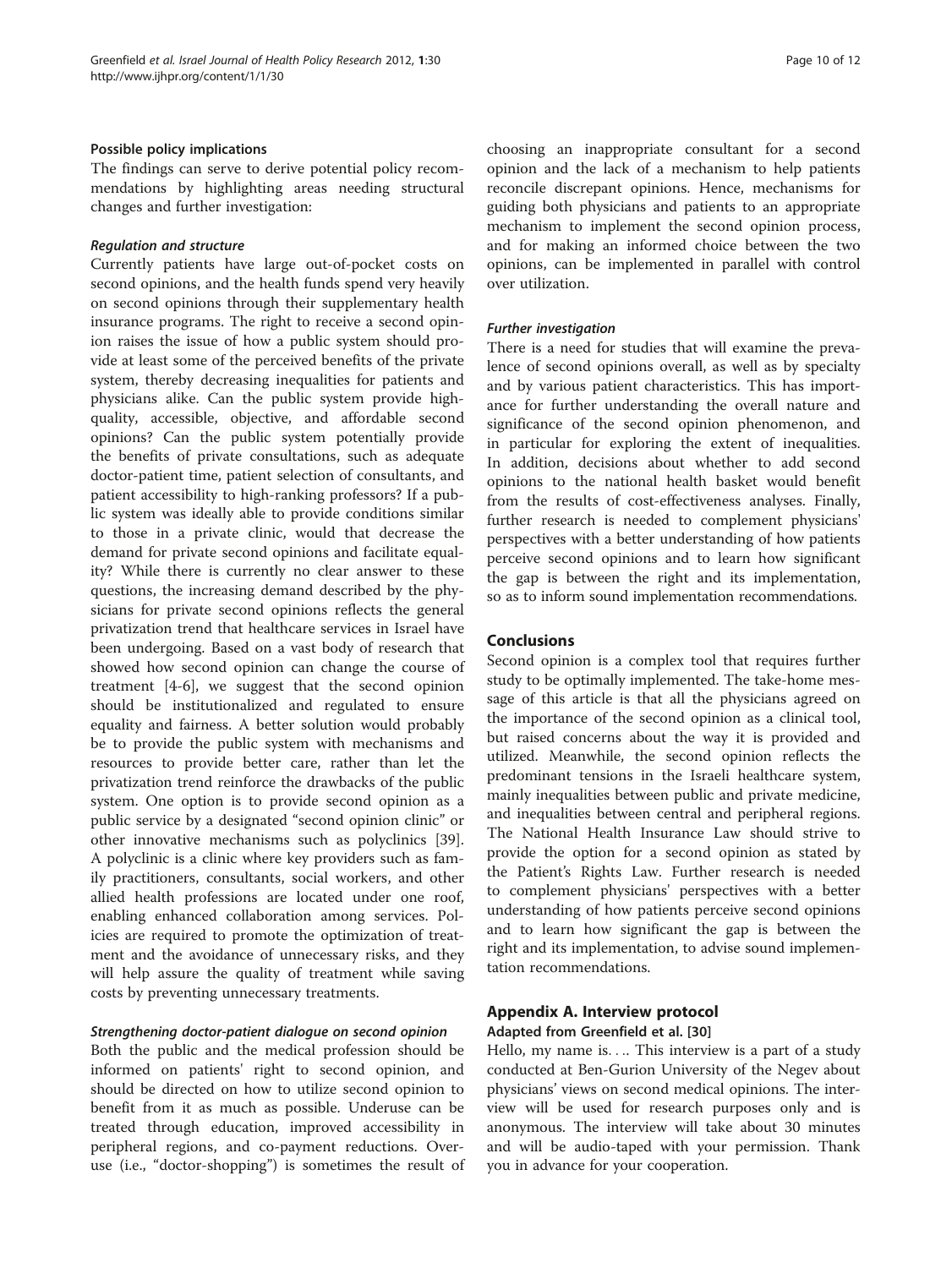#### Possible policy implications

The findings can serve to derive potential policy recommendations by highlighting areas needing structural changes and further investigation:

##### *Regulation and structure*

Currently patients have large out-of-pocket costs on second opinions, and the health funds spend very heavily on second opinions through their supplementary health insurance programs. The right to receive a second opinion raises the issue of how a public system should provide at least some of the perceived benefits of the private system, thereby decreasing inequalities for patients and physicians alike. Can the public system provide high-quality, accessible, objective, and affordable second opinions? Can the public system potentially provide the benefits of private consultations, such as adequate doctor-patient time, patient selection of consultants, and patient accessibility to high-ranking professors? If a public system was ideally able to provide conditions similar to those in a private clinic, would that decrease the demand for private second opinions and facilitate equality? While there is currently no clear answer to these questions, the increasing demand described by the physicians for private second opinions reflects the general privatization trend that healthcare services in Israel have been undergoing. Based on a vast body of research that showed how second opinion can change the course of treatment [4-6], we suggest that the second opinion should be institutionalized and regulated to ensure equality and fairness. A better solution would probably be to provide the public system with mechanisms and resources to provide better care, rather than let the privatization trend reinforce the drawbacks of the public system. One option is to provide second opinion as a public service by a designated "second opinion clinic" or other innovative mechanisms such as polyclinics [39]. A polyclinic is a clinic where key providers such as family practitioners, consultants, social workers, and other allied health professions are located under one roof, enabling enhanced collaboration among services. Policies are required to promote the optimization of treatment and the avoidance of unnecessary risks, and they will help assure the quality of treatment while saving costs by preventing unnecessary treatments.

##### *Strengthening doctor-patient dialogue on second opinion*

Both the public and the medical profession should be informed on patients' right to second opinion, and should be directed on how to utilize second opinion to benefit from it as much as possible. Underuse can be treated through education, improved accessibility in peripheral regions, and co-payment reductions. Overuse (i.e., "doctor-shopping") is sometimes the result of choosing an inappropriate consultant for a second opinion and the lack of a mechanism to help patients reconcile discrepant opinions. Hence, mechanisms for guiding both physicians and patients to an appropriate mechanism to implement the second opinion process, and for making an informed choice between the two opinions, can be implemented in parallel with control over utilization.

##### *Further investigation*

There is a need for studies that will examine the prevalence of second opinions overall, as well as by specialty and by various patient characteristics. This has importance for further understanding the overall nature and significance of the second opinion phenomenon, and in particular for exploring the extent of inequalities. In addition, decisions about whether to add second opinions to the national health basket would benefit from the results of cost-effectiveness analyses. Finally, further research is needed to complement physicians' perspectives with a better understanding of how patients perceive second opinions and to learn how significant the gap is between the right and its implementation, so as to inform sound implementation recommendations.

## Conclusions

Second opinion is a complex tool that requires further study to be optimally implemented. The take-home message of this article is that all the physicians agreed on the importance of the second opinion as a clinical tool, but raised concerns about the way it is provided and utilized. Meanwhile, the second opinion reflects the predominant tensions in the Israeli healthcare system, mainly inequalities between public and private medicine, and inequalities between central and peripheral regions. The National Health Insurance Law should strive to provide the option for a second opinion as stated by the Patient's Rights Law. Further research is needed to complement physicians' perspectives with a better understanding of how patients perceive second opinions and to learn how significant the gap is between the right and its implementation, to advise sound implementation recommendations.

## Appendix A. Interview protocol

#### Adapted from Greenfield et al. [30]

Hello, my name is…. This interview is a part of a study conducted at Ben-Gurion University of the Negev about physicians' views on second medical opinions. The interview will be used for research purposes only and is anonymous. The interview will take about 30 minutes and will be audio-taped with your permission. Thank you in advance for your cooperation.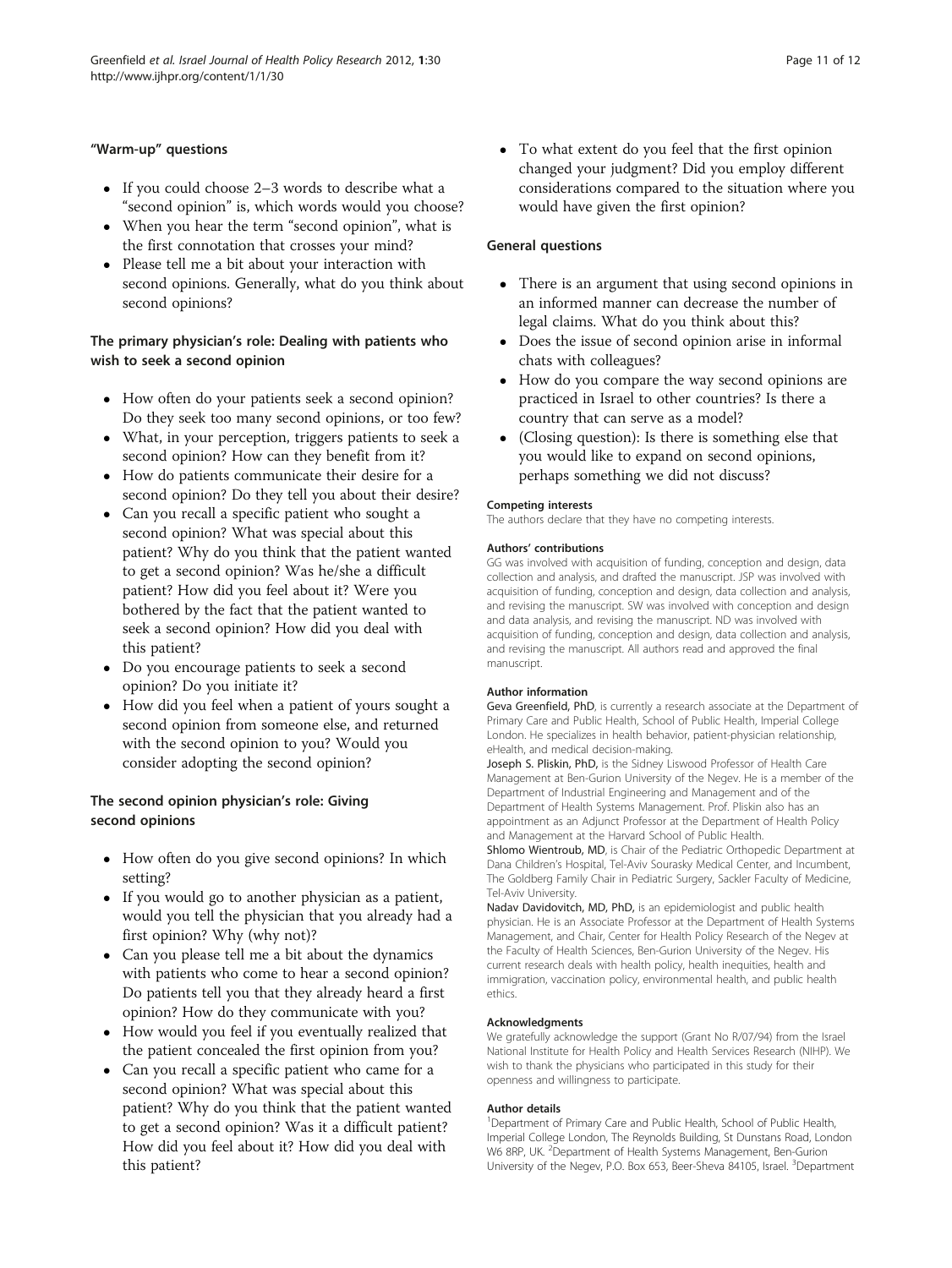### "Warm-up" questions

- If you could choose 2–3 words to describe what a "second opinion" is, which words would you choose?
- When you hear the term "second opinion", what is the first connotation that crosses your mind?
- Please tell me a bit about your interaction with second opinions. Generally, what do you think about second opinions?

### The primary physician's role: Dealing with patients who wish to seek a second opinion

- How often do your patients seek a second opinion? Do they seek too many second opinions, or too few?
- What, in your perception, triggers patients to seek a second opinion? How can they benefit from it?
- How do patients communicate their desire for a second opinion? Do they tell you about their desire?
- Can you recall a specific patient who sought a second opinion? What was special about this patient? Why do you think that the patient wanted to get a second opinion? Was he/she a difficult patient? How did you feel about it? Were you bothered by the fact that the patient wanted to seek a second opinion? How did you deal with this patient?
- Do you encourage patients to seek a second opinion? Do you initiate it?
- How did you feel when a patient of yours sought a second opinion from someone else, and returned with the second opinion to you? Would you consider adopting the second opinion?

### The second opinion physician's role: Giving second opinions

- How often do you give second opinions? In which setting?
- If you would go to another physician as a patient, would you tell the physician that you already had a first opinion? Why (why not)?
- Can you please tell me a bit about the dynamics with patients who come to hear a second opinion? Do patients tell you that they already heard a first opinion? How do they communicate with you?
- How would you feel if you eventually realized that the patient concealed the first opinion from you?
- Can you recall a specific patient who came for a second opinion? What was special about this patient? Why do you think that the patient wanted to get a second opinion? Was it a difficult patient? How did you feel about it? How did you deal with this patient?
- To what extent do you feel that the first opinion changed your judgment? Did you employ different considerations compared to the situation where you would have given the first opinion?

### General questions

- There is an argument that using second opinions in an informed manner can decrease the number of legal claims. What do you think about this?
- Does the issue of second opinion arise in informal chats with colleagues?
- How do you compare the way second opinions are practiced in Israel to other countries? Is there a country that can serve as a model?
- (Closing question): Is there is something else that you would like to expand on second opinions, perhaps something we did not discuss?

#### Competing interests

The authors declare that they have no competing interests.

#### Authors' contributions

GG was involved with acquisition of funding, conception and design, data collection and analysis, and drafted the manuscript. JSP was involved with acquisition of funding, conception and design, data collection and analysis, and revising the manuscript. SW was involved with conception and design and data analysis, and revising the manuscript. ND was involved with acquisition of funding, conception and design, data collection and analysis, and revising the manuscript. All authors read and approved the final manuscript.

#### Author information

**Geva Greenfield, PhD**, is currently a research associate at the Department of Primary Care and Public Health, School of Public Health, Imperial College London. He specializes in health behavior, patient-physician relationship, eHealth, and medical decision-making.

**Joseph S. Pliskin, PhD**, is the Sidney Liswood Professor of Health Care Management at Ben-Gurion University of the Negev. He is a member of the Department of Industrial Engineering and Management and of the Department of Health Systems Management. Prof. Pliskin also has an appointment as an Adjunct Professor at the Department of Health Policy and Management at the Harvard School of Public Health.

**Shlomo Wientroub, MD**, is Chair of the Pediatric Orthopedic Department at Dana Children's Hospital, Tel-Aviv Sourasky Medical Center, and Incumbent, The Goldberg Family Chair in Pediatric Surgery, Sackler Faculty of Medicine, Tel-Aviv University.

**Nadav Davidovitch, MD, PhD**, is an epidemiologist and public health physician. He is an Associate Professor at the Department of Health Systems Management, and Chair, Center for Health Policy Research of the Negev at the Faculty of Health Sciences, Ben-Gurion University of the Negev. His current research deals with health policy, health inequities, health and immigration, vaccination policy, environmental health, and public health ethics.

#### Acknowledgments

We gratefully acknowledge the support (Grant No R/07/94) from the Israel National Institute for Health Policy and Health Services Research (NIHP). We wish to thank the physicians who participated in this study for their openness and willingness to participate.

#### Author details

[1]Department of Primary Care and Public Health, School of Public Health, Imperial College London, The Reynolds Building, St Dunstans Road, London W6 8RP, UK. [2]Department of Health Systems Management, Ben-Gurion University of the Negev, P.O. Box 653, Beer-Sheva 84105, Israel. [3]Department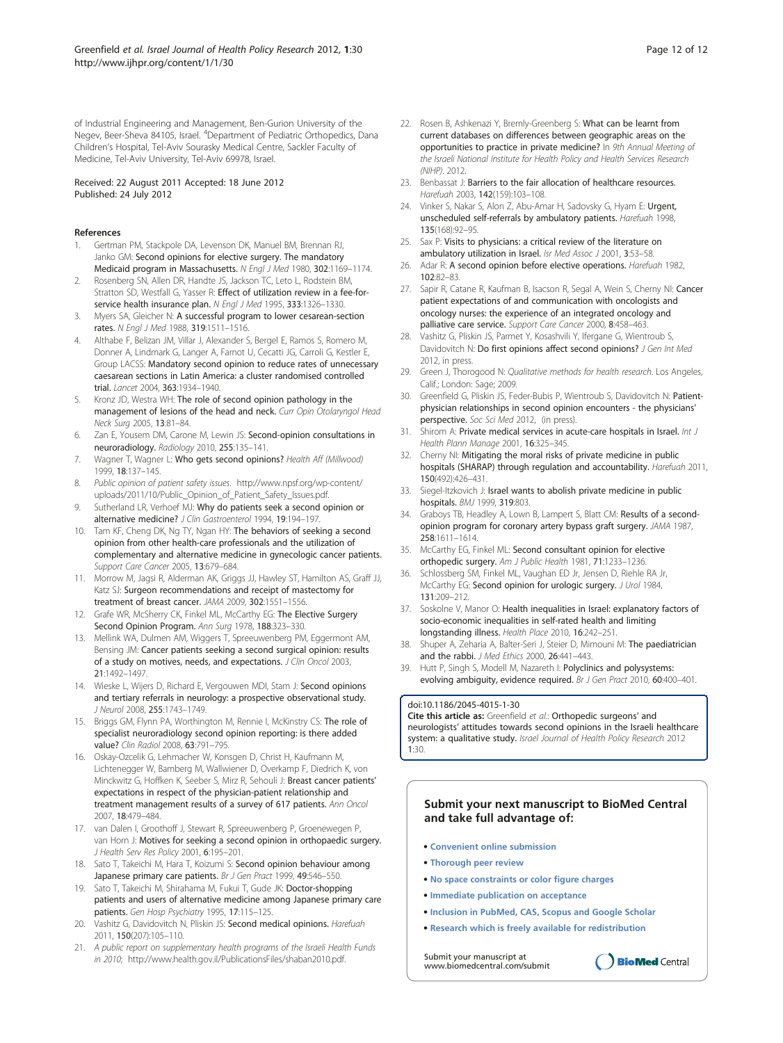of Industrial Engineering and Management, Ben-Gurion University of the Negev, Beer-Sheva 84105, Israel. [4]Department of Pediatric Orthopedics, Dana Children's Hospital, Tel-Aviv Sourasky Medical Centre, Sackler Faculty of Medicine, Tel-Aviv University, Tel-Aviv 69978, Israel.

Received: 22 August 2011 Accepted: 18 June 2012
Published: 24 July 2012

## References

1. Gertman PM, Stackpole DA, Levenson DK, Manuel BM, Brennan RJ, Janko GM: **Second opinions for elective surgery. The mandatory Medicaid program in Massachusetts.** *N Engl J Med* 1980, **302**:1169–1174.
2. Rosenberg SN, Allen DR, Handte JS, Jackson TC, Leto L, Rodstein BM, Stratton SD, Westfall G, Yasser R: **Effect of utilization review in a fee-for-service health insurance plan.** *N Engl J Med* 1995, **333**:1326–1330.
3. Myers SA, Gleicher N: **A successful program to lower cesarean-section rates.** *N Engl J Med* 1988, **319**:1511–1516.
4. Althabe F, Belizan JM, Villar J, Alexander S, Bergel E, Ramos S, Romero M, Donner A, Lindmark G, Langer A, Farnot U, Cecatti JG, Carroli G, Kestler E, Group LACSS: **Mandatory second opinion to reduce rates of unnecessary caesarean sections in Latin America: a cluster randomised controlled trial.** *Lancet* 2004, **363**:1934–1940.
5. Kronz JD, Westra WH: **The role of second opinion pathology in the management of lesions of the head and neck.** *Curr Opin Otolaryngol Head Neck Surg* 2005, **13**:81–84.
6. Zan E, Yousem DM, Carone M, Lewin JS: **Second-opinion consultations in neuroradiology.** *Radiology* 2010, **255**:135–141.
7. Wagner T, Wagner L: **Who gets second opinions?** *Health Aff (Millwood)* 1999, **18**:137–145.
8. *Public opinion of patient safety issues.* http://www.npsf.org/wp-content/uploads/2011/10/Public_Opinion_of_Patient_Safety_Issues.pdf.
9. Sutherland LR, Verhoef MJ: **Why do patients seek a second opinion or alternative medicine?** *J Clin Gastroenterol* 1994, **19**:194–197.
10. Tam KF, Cheng DK, Ng TY, Ngan HY: **The behaviors of seeking a second opinion from other health-care professionals and the utilization of complementary and alternative medicine in gynecologic cancer patients.** *Support Care Cancer* 2005, **13**:679–684.
11. Morrow M, Jagsi R, Alderman AK, Griggs JJ, Hawley ST, Hamilton AS, Graff JJ, Katz SJ: **Surgeon recommendations and receipt of mastectomy for treatment of breast cancer.** *JAMA* 2009, **302**:1551–1556.
12. Grafe WR, McSherry CK, Finkel ML, McCarthy EG: **The Elective Surgery Second Opinion Program.** *Ann Surg* 1978, **188**:323–330.
13. Mellink WA, Dulmen AM, Wiggers T, Spreeuwenberg PM, Eggermont AM, Bensing JM: **Cancer patients seeking a second surgical opinion: results of a study on motives, needs, and expectations.** *J Clin Oncol* 2003, **21**:1492–1497.
14. Wieske L, Wijers D, Richard E, Vergouwen MDI, Stam J: **Second opinions and tertiary referrals in neurology: a prospective observational study.** *J Neurol* 2008, **255**:1743–1749.
15. Briggs GM, Flynn PA, Worthington M, Rennie I, McKinstry CS: **The role of specialist neuroradiology second opinion reporting: is there added value?** *Clin Radiol* 2008, **63**:791–795.
16. Oskay-Ozcelik G, Lehmacher W, Konsgen D, Christ H, Kaufmann M, Lichtenegger W, Bamberg M, Wallwiener D, Overkamp F, Diedrich K, von Minckwitz G, Hoffken K, Seeber S, Mirz R, Sehouli J: **Breast cancer patients' expectations in respect of the physician-patient relationship and treatment management results of a survey of 617 patients.** *Ann Oncol* 2007, **18**:479–484.
17. van Dalen I, Groothoff J, Stewart R, Spreeuwenberg P, Groenewegen P, van Horn J: **Motives for seeking a second opinion in orthopaedic surgery.** *J Health Serv Res Policy* 2001, **6**:195–201.
18. Sato T, Takeichi M, Hara T, Koizumi S: **Second opinion behaviour among Japanese primary care patients.** *Br J Gen Pract* 1999, **49**:546–550.
19. Sato T, Takeichi M, Shirahama M, Fukui T, Gude JK: **Doctor-shopping patients and users of alternative medicine among Japanese primary care patients.** *Gen Hosp Psychiatry* 1995, **17**:115–125.
20. Vashitz G, Davidovitch N, Pliskin JS: **Second medical opinions.** *Harefuah* 2011, **150**(207):105–110.
21. *A public report on supplementary health programs of the Israeli Health Funds in 2010*; http://www.health.gov.il/PublicationsFiles/shaban2010.pdf.
22. Rosen B, Ashkenazi Y, Bremly-Greenberg S: **What can be learnt from current databases on differences between geographic areas on the opportunities to practice in private medicine?** In *9th Annual Meeting of the Israeli National Institute for Health Policy and Health Services Research (NIHP)*. 2012.
23. Benbassat J: **Barriers to the fair allocation of healthcare resources.** *Harefuah* 2003, **142**(159):103–108.
24. Vinker S, Nakar S, Alon Z, Abu-Amar H, Sadovsky G, Hyam E: **Urgent, unscheduled self-referrals by ambulatory patients.** *Harefuah* 1998, **135**(168):92–95.
25. Sax P: **Visits to physicians: a critical review of the literature on ambulatory utilization in Israel.** *Isr Med Assoc J* 2001, **3**:53–58.
26. Adar R: **A second opinion before elective operations.** *Harefuah* 1982, **102**:82–83.
27. Sapir R, Catane R, Kaufman B, Isacson R, Segal A, Wein S, Cherny NI: **Cancer patient expectations of and communication with oncologists and oncology nurses: the experience of an integrated oncology and palliative care service.** *Support Care Cancer* 2000, **8**:458–463.
28. Vashitz G, Pliskin JS, Parmet Y, Kosashvili Y, Ifergane G, Wientroub S, Davidovitch N: **Do first opinions affect second opinions?** *J Gen Int Med* 2012, in press.
29. Green J, Thorogood N: *Qualitative methods for health research.* Los Angeles, Calif.; London: Sage; 2009.
30. Greenfield G, Pliskin JS, Feder-Bubis P, Wientroub S, Davidovitch N: **Patient-physician relationships in second opinion encounters - the physicians' perspective.** *Soc Sci Med* 2012, (in press).
31. Shirom A: **Private medical services in acute-care hospitals in Israel.** *Int J Health Plann Manage* 2001, **16**:325–345.
32. Cherny NI: **Mitigating the moral risks of private medicine in public hospitals (SHARAP) through regulation and accountability.** *Harefuah* 2011, **150**(492):426–431.
33. Siegel-Itzkovich J: **Israel wants to abolish private medicine in public hospitals.** *BMJ* 1999, **319**:803.
34. Graboys TB, Headley A, Lown B, Lampert S, Blatt CM: **Results of a second-opinion program for coronary artery bypass graft surgery.** *JAMA* 1987, **258**:1611–1614.
35. McCarthy EG, Finkel ML: **Second consultant opinion for elective orthopedic surgery.** *Am J Public Health* 1981, **71**:1233–1236.
36. Schlossberg SM, Finkel ML, Vaughan ED Jr, Jensen D, Riehle RA Jr, McCarthy EG: **Second opinion for urologic surgery.** *J Urol* 1984, **131**:209–212.
37. Soskolne V, Manor O: **Health inequalities in Israel: explanatory factors of socio-economic inequalities in self-rated health and limiting longstanding illness.** *Health Place* 2010, **16**:242–251.
38. Shuper A, Zeharia A, Balter-Seri J, Steier D, Mimouni M: **The paediatrician and the rabbi.** *J Med Ethics* 2000, **26**:441–443.
39. Hutt P, Singh S, Modell M, Nazareth I: **Polyclinics and polysystems: evolving ambiguity, evidence required.** *Br J Gen Pract* 2010, **60**:400–401.

doi:10.1186/2045-4015-1-30
**Cite this article as:** Greenfield *et al.*: Orthopedic surgeons' and neurologists' attitudes towards second opinions in the Israeli healthcare system: a qualitative study. *Israel Journal of Health Policy Research* 2012 **1**:30.

**Submit your next manuscript to BioMed Central and take full advantage of:**

- **Convenient online submission**
- **Thorough peer review**
- **No space constraints or color figure charges**
- **Immediate publication on acceptance**
- **Inclusion in PubMed, CAS, Scopus and Google Scholar**
- **Research which is freely available for redistribution**

Submit your manuscript at
www.biomedcentral.com/submit

BioMed Central